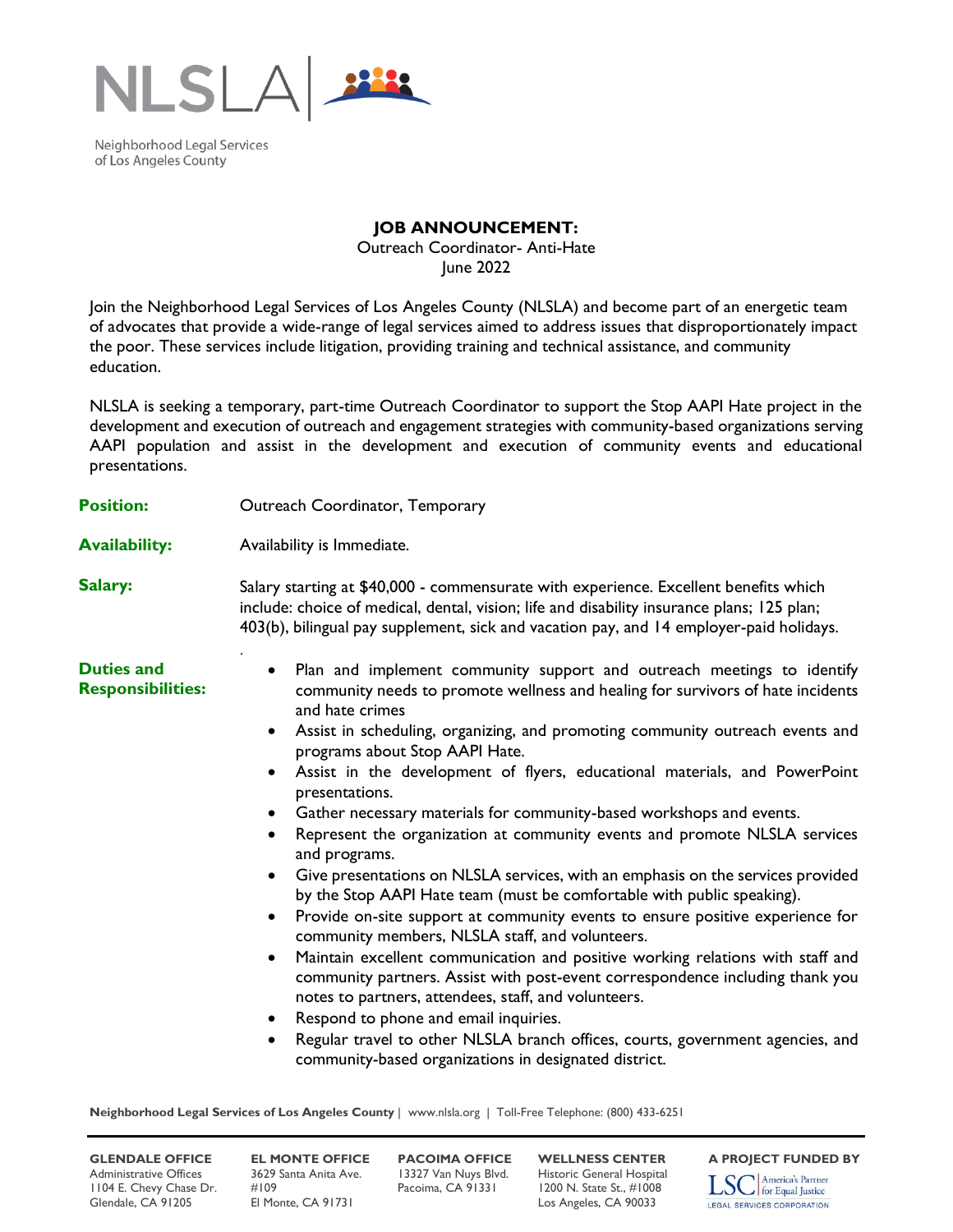NLSLA

Neighborhood Legal Services of Los Angeles County

# JOB ANNOUNCEMENT:

Outreach Coordinator- Anti-Hate
June 2022

Join the Neighborhood Legal Services of Los Angeles County (NLSLA) and become part of an energetic team of advocates that provide a wide-range of legal services aimed to address issues that disproportionately impact the poor. These services include litigation, providing training and technical assistance, and community education.

NLSLA is seeking a temporary, part-time Outreach Coordinator to support the Stop AAPI Hate project in the development and execution of outreach and engagement strategies with community-based organizations serving AAPI population and assist in the development and execution of community events and educational presentations.

**Position:** Outreach Coordinator, Temporary

**Availability:** Availability is Immediate.

**Salary:** Salary starting at $40,000 - commensurate with experience. Excellent benefits which include: choice of medical, dental, vision; life and disability insurance plans; 125 plan; 403(b), bilingual pay supplement, sick and vacation pay, and 14 employer-paid holidays.

**Duties and Responsibilities:**

- Plan and implement community support and outreach meetings to identify community needs to promote wellness and healing for survivors of hate incidents and hate crimes
- Assist in scheduling, organizing, and promoting community outreach events and programs about Stop AAPI Hate.
- Assist in the development of flyers, educational materials, and PowerPoint presentations.
- Gather necessary materials for community-based workshops and events.
- Represent the organization at community events and promote NLSLA services and programs.
- Give presentations on NLSLA services, with an emphasis on the services provided by the Stop AAPI Hate team (must be comfortable with public speaking).
- Provide on-site support at community events to ensure positive experience for community members, NLSLA staff, and volunteers.
- Maintain excellent communication and positive working relations with staff and community partners. Assist with post-event correspondence including thank you notes to partners, attendees, staff, and volunteers.
- Respond to phone and email inquiries.
- Regular travel to other NLSLA branch offices, courts, government agencies, and community-based organizations in designated district.

**Neighborhood Legal Services of Los Angeles County** | www.nlsla.org | Toll-Free Telephone: (800) 433-6251

**GLENDALE OFFICE**
Administrative Offices
1104 E. Chevy Chase Dr.
Glendale, CA 91205

**EL MONTE OFFICE**
3629 Santa Anita Ave. #109
El Monte, CA 91731

**PACOIMA OFFICE**
13327 Van Nuys Blvd.
Pacoima, CA 91331

**WELLNESS CENTER**
Historic General Hospital
1200 N. State St., #1008
Los Angeles, CA 90033

**A PROJECT FUNDED BY**
LSC America's Partner for Equal Justice
LEGAL SERVICES CORPORATION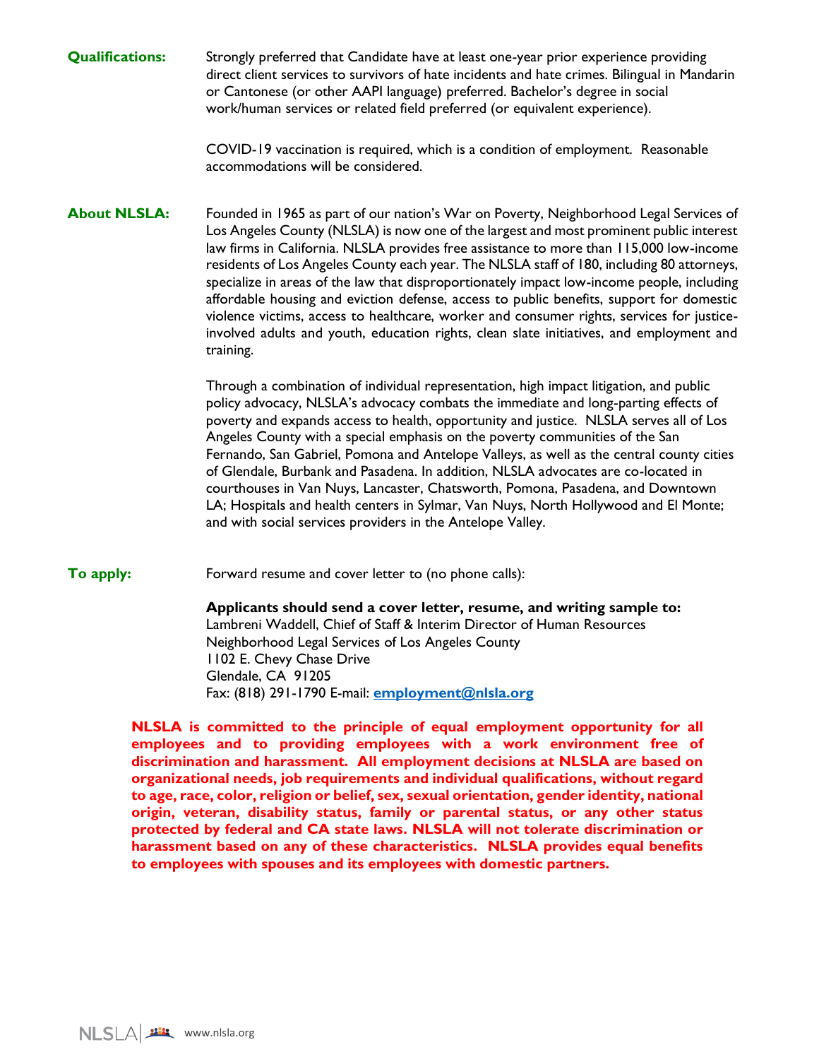**Qualifications:** Strongly preferred that Candidate have at least one-year prior experience providing direct client services to survivors of hate incidents and hate crimes. Bilingual in Mandarin or Cantonese (or other AAPI language) preferred. Bachelor's degree in social work/human services or related field preferred (or equivalent experience).

COVID-19 vaccination is required, which is a condition of employment. Reasonable accommodations will be considered.

**About NLSLA:** Founded in 1965 as part of our nation's War on Poverty, Neighborhood Legal Services of Los Angeles County (NLSLA) is now one of the largest and most prominent public interest law firms in California. NLSLA provides free assistance to more than 115,000 low-income residents of Los Angeles County each year. The NLSLA staff of 180, including 80 attorneys, specialize in areas of the law that disproportionately impact low-income people, including affordable housing and eviction defense, access to public benefits, support for domestic violence victims, access to healthcare, worker and consumer rights, services for justice-involved adults and youth, education rights, clean slate initiatives, and employment and training.

Through a combination of individual representation, high impact litigation, and public policy advocacy, NLSLA's advocacy combats the immediate and long-parting effects of poverty and expands access to health, opportunity and justice. NLSLA serves all of Los Angeles County with a special emphasis on the poverty communities of the San Fernando, San Gabriel, Pomona and Antelope Valleys, as well as the central county cities of Glendale, Burbank and Pasadena. In addition, NLSLA advocates are co-located in courthouses in Van Nuys, Lancaster, Chatsworth, Pomona, Pasadena, and Downtown LA; Hospitals and health centers in Sylmar, Van Nuys, North Hollywood and El Monte; and with social services providers in the Antelope Valley.

**To apply:** Forward resume and cover letter to (no phone calls):

**Applicants should send a cover letter, resume, and writing sample to:**
Lambreni Waddell, Chief of Staff & Interim Director of Human Resources
Neighborhood Legal Services of Los Angeles County
1102 E. Chevy Chase Drive
Glendale, CA 91205
Fax: (818) 291-1790 E-mail: employment@nlsla.org

**NLSLA is committed to the principle of equal employment opportunity for all employees and to providing employees with a work environment free of discrimination and harassment. All employment decisions at NLSLA are based on organizational needs, job requirements and individual qualifications, without regard to age, race, color, religion or belief, sex, sexual orientation, gender identity, national origin, veteran, disability status, family or parental status, or any other status protected by federal and CA state laws. NLSLA will not tolerate discrimination or harassment based on any of these characteristics. NLSLA provides equal benefits to employees with spouses and its employees with domestic partners.**